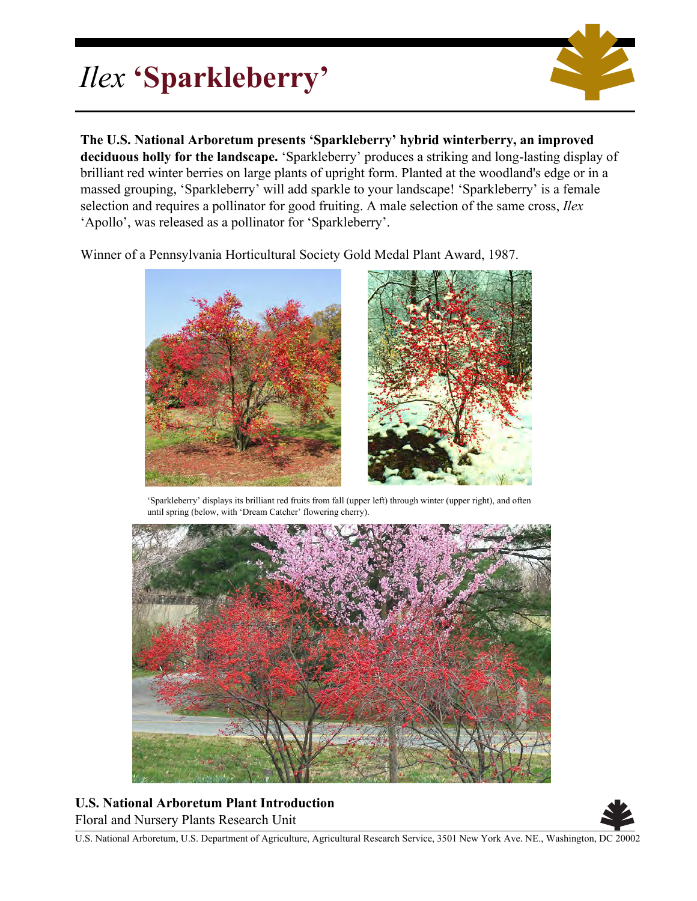# *Ilex* 'Sparkleberry'

**The U.S. National Arboretum presents 'Sparkleberry' hybrid winterberry, an improved deciduous holly for the landscape.** 'Sparkleberry' produces a striking and long-lasting display of brilliant red winter berries on large plants of upright form. Planted at the woodland's edge or in a massed grouping, 'Sparkleberry' will add sparkle to your landscape! 'Sparkleberry' is a female selection and requires a pollinator for good fruiting. A male selection of the same cross, *Ilex* 'Apollo', was released as a pollinator for 'Sparkleberry'.

Winner of a Pennsylvania Horticultural Society Gold Medal Plant Award, 1987.

'Sparkleberry' displays its brilliant red fruits from fall (upper left) through winter (upper right), and often until spring (below, with 'Dream Catcher' flowering cherry).

**U.S. National Arboretum Plant Introduction**

Floral and Nursery Plants Research Unit

U.S. National Arboretum, U.S. Department of Agriculture, Agricultural Research Service, 3501 New York Ave. NE., Washington, DC 20002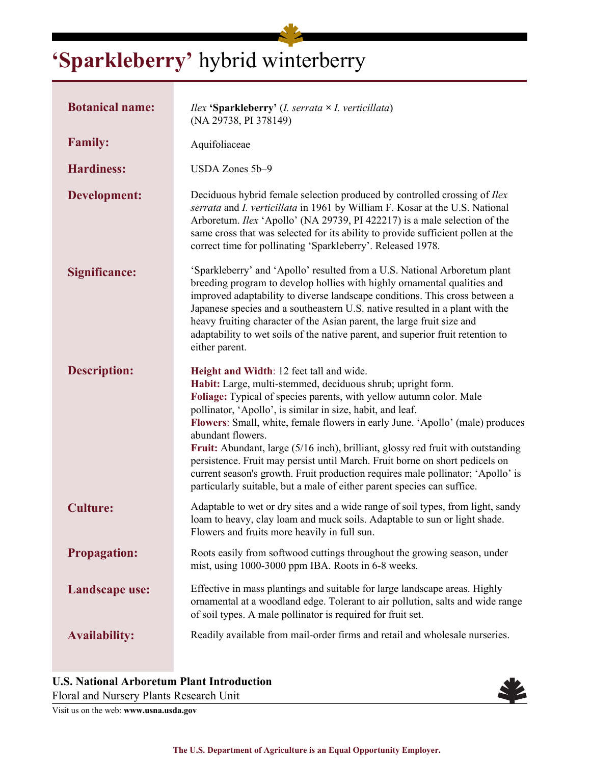# **'Sparkleberry'** hybrid winterberry

| | |
|---|---|
| **Botanical name:** | *Ilex* **'Sparkleberry'** (*I. serrata* × *I. verticillata*) (NA 29738, PI 378149) |
| **Family:** | Aquifoliaceae |
| **Hardiness:** | USDA Zones 5b–9 |
| **Development:** | Deciduous hybrid female selection produced by controlled crossing of *Ilex serrata* and *I. verticillata* in 1961 by William F. Kosar at the U.S. National Arboretum. *Ilex* 'Apollo' (NA 29739, PI 422217) is a male selection of the same cross that was selected for its ability to provide sufficient pollen at the correct time for pollinating 'Sparkleberry'. Released 1978. |
| **Significance:** | 'Sparkleberry' and 'Apollo' resulted from a U.S. National Arboretum plant breeding program to develop hollies with highly ornamental qualities and improved adaptability to diverse landscape conditions. This cross between a Japanese species and a southeastern U.S. native resulted in a plant with the heavy fruiting character of the Asian parent, the large fruit size and adaptability to wet soils of the native parent, and superior fruit retention to either parent. |
| **Description:** | **Height and Width**: 12 feet tall and wide.<br>**Habit:** Large, multi-stemmed, deciduous shrub; upright form.<br>**Foliage:** Typical of species parents, with yellow autumn color. Male pollinator, 'Apollo', is similar in size, habit, and leaf.<br>**Flowers**: Small, white, female flowers in early June. 'Apollo' (male) produces abundant flowers.<br>**Fruit:** Abundant, large (5/16 inch), brilliant, glossy red fruit with outstanding persistence. Fruit may persist until March. Fruit borne on short pedicels on current season's growth. Fruit production requires male pollinator; 'Apollo' is particularly suitable, but a male of either parent species can suffice. |
| **Culture:** | Adaptable to wet or dry sites and a wide range of soil types, from light, sandy loam to heavy, clay loam and muck soils. Adaptable to sun or light shade. Flowers and fruits more heavily in full sun. |
| **Propagation:** | Roots easily from softwood cuttings throughout the growing season, under mist, using 1000-3000 ppm IBA. Roots in 6-8 weeks. |
| **Landscape use:** | Effective in mass plantings and suitable for large landscape areas. Highly ornamental at a woodland edge. Tolerant to air pollution, salts and wide range of soil types. A male pollinator is required for fruit set. |
| **Availability:** | Readily available from mail-order firms and retail and wholesale nurseries. |

**U.S. National Arboretum Plant Introduction**

Floral and Nursery Plants Research Unit

Visit us on the web: **www.usna.usda.gov**

**The U.S. Department of Agriculture is an Equal Opportunity Employer.**